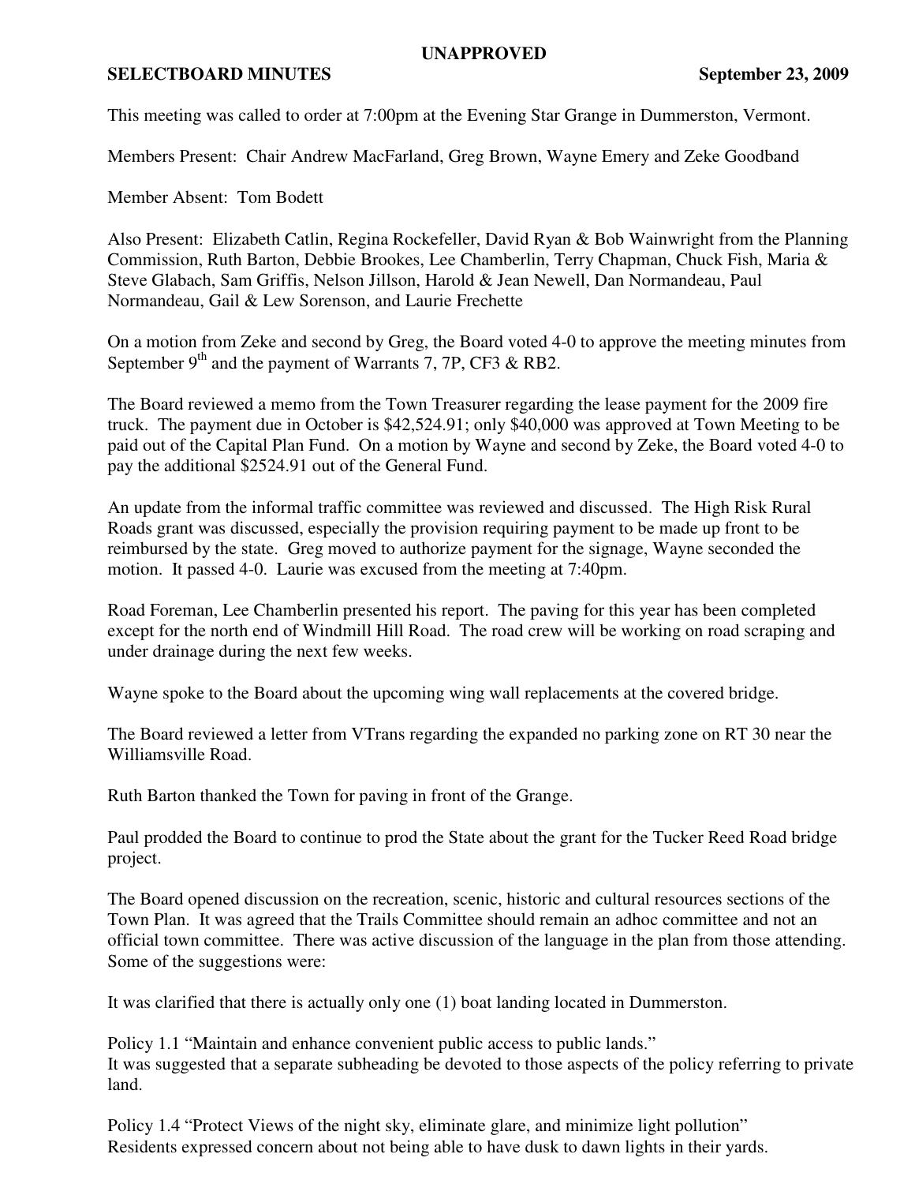**UNAPPROVED**

**SELECTBOARD MINUTES** **September 23, 2009**

This meeting was called to order at 7:00pm at the Evening Star Grange in Dummerston, Vermont.

Members Present: Chair Andrew MacFarland, Greg Brown, Wayne Emery and Zeke Goodband

Member Absent: Tom Bodett

Also Present: Elizabeth Catlin, Regina Rockefeller, David Ryan & Bob Wainwright from the Planning Commission, Ruth Barton, Debbie Brookes, Lee Chamberlin, Terry Chapman, Chuck Fish, Maria & Steve Glabach, Sam Griffis, Nelson Jillson, Harold & Jean Newell, Dan Normandeau, Paul Normandeau, Gail & Lew Sorenson, and Laurie Frechette

On a motion from Zeke and second by Greg, the Board voted 4-0 to approve the meeting minutes from September 9th and the payment of Warrants 7, 7P, CF3 & RB2.

The Board reviewed a memo from the Town Treasurer regarding the lease payment for the 2009 fire truck. The payment due in October is $42,524.91; only $40,000 was approved at Town Meeting to be paid out of the Capital Plan Fund. On a motion by Wayne and second by Zeke, the Board voted 4-0 to pay the additional $2524.91 out of the General Fund.

An update from the informal traffic committee was reviewed and discussed. The High Risk Rural Roads grant was discussed, especially the provision requiring payment to be made up front to be reimbursed by the state. Greg moved to authorize payment for the signage, Wayne seconded the motion. It passed 4-0. Laurie was excused from the meeting at 7:40pm.

Road Foreman, Lee Chamberlin presented his report. The paving for this year has been completed except for the north end of Windmill Hill Road. The road crew will be working on road scraping and under drainage during the next few weeks.

Wayne spoke to the Board about the upcoming wing wall replacements at the covered bridge.

The Board reviewed a letter from VTrans regarding the expanded no parking zone on RT 30 near the Williamsville Road.

Ruth Barton thanked the Town for paving in front of the Grange.

Paul prodded the Board to continue to prod the State about the grant for the Tucker Reed Road bridge project.

The Board opened discussion on the recreation, scenic, historic and cultural resources sections of the Town Plan. It was agreed that the Trails Committee should remain an adhoc committee and not an official town committee. There was active discussion of the language in the plan from those attending. Some of the suggestions were:

It was clarified that there is actually only one (1) boat landing located in Dummerston.

Policy 1.1 "Maintain and enhance convenient public access to public lands."
It was suggested that a separate subheading be devoted to those aspects of the policy referring to private land.

Policy 1.4 "Protect Views of the night sky, eliminate glare, and minimize light pollution"
Residents expressed concern about not being able to have dusk to dawn lights in their yards.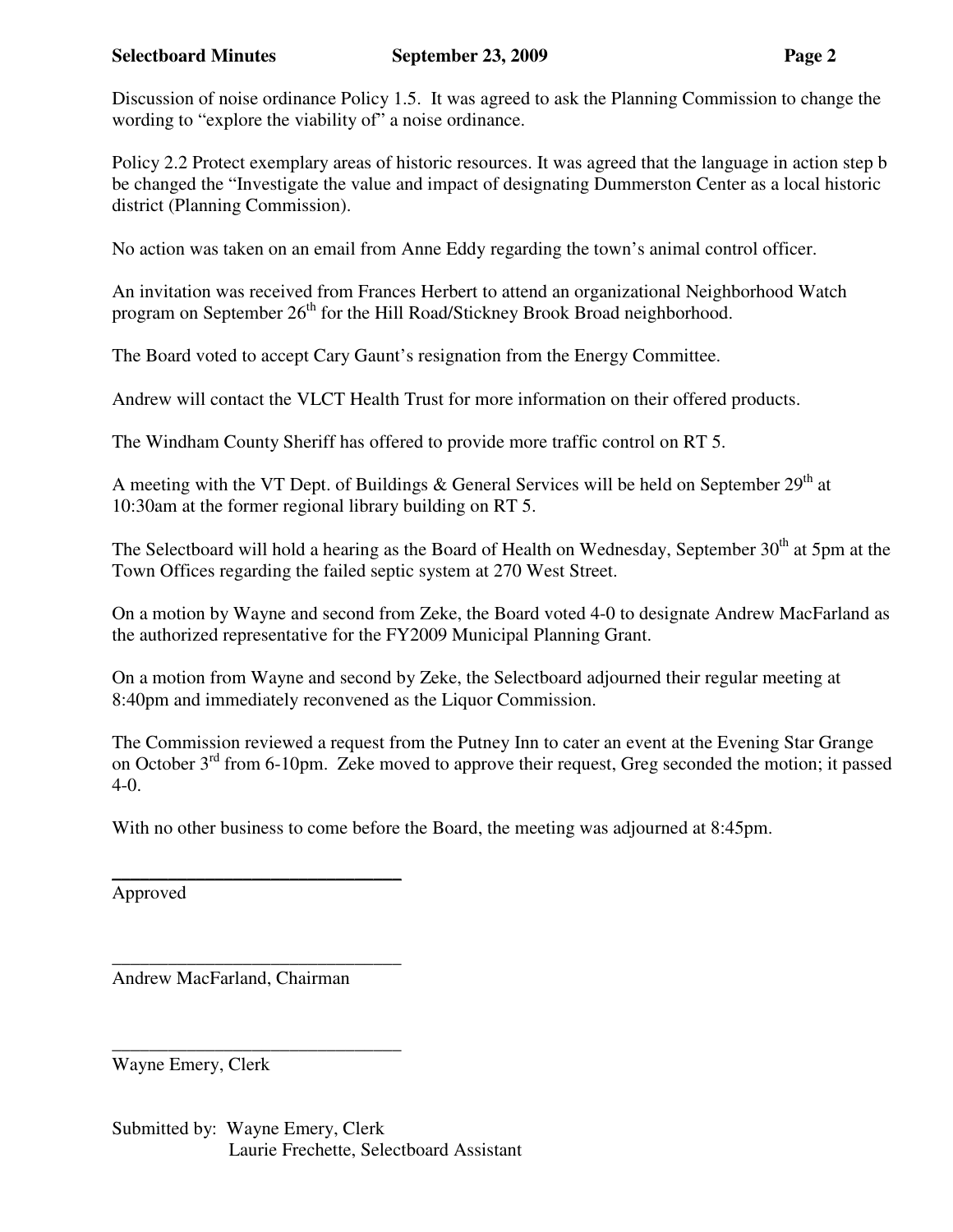Discussion of noise ordinance Policy 1.5. It was agreed to ask the Planning Commission to change the wording to "explore the viability of" a noise ordinance.

Policy 2.2 Protect exemplary areas of historic resources. It was agreed that the language in action step b be changed the "Investigate the value and impact of designating Dummerston Center as a local historic district (Planning Commission).

No action was taken on an email from Anne Eddy regarding the town's animal control officer.

An invitation was received from Frances Herbert to attend an organizational Neighborhood Watch program on September 26th for the Hill Road/Stickney Brook Broad neighborhood.

The Board voted to accept Cary Gaunt's resignation from the Energy Committee.

Andrew will contact the VLCT Health Trust for more information on their offered products.

The Windham County Sheriff has offered to provide more traffic control on RT 5.

A meeting with the VT Dept. of Buildings & General Services will be held on September 29th at 10:30am at the former regional library building on RT 5.

The Selectboard will hold a hearing as the Board of Health on Wednesday, September 30th at 5pm at the Town Offices regarding the failed septic system at 270 West Street.

On a motion by Wayne and second from Zeke, the Board voted 4-0 to designate Andrew MacFarland as the authorized representative for the FY2009 Municipal Planning Grant.

On a motion from Wayne and second by Zeke, the Selectboard adjourned their regular meeting at 8:40pm and immediately reconvened as the Liquor Commission.

The Commission reviewed a request from the Putney Inn to cater an event at the Evening Star Grange on October 3rd from 6-10pm. Zeke moved to approve their request, Greg seconded the motion; it passed 4-0.

With no other business to come before the Board, the meeting was adjourned at 8:45pm.

_______________________________
Approved

_______________________________
Andrew MacFarland, Chairman

_______________________________
Wayne Emery, Clerk

Submitted by: Wayne Emery, Clerk
Laurie Frechette, Selectboard Assistant